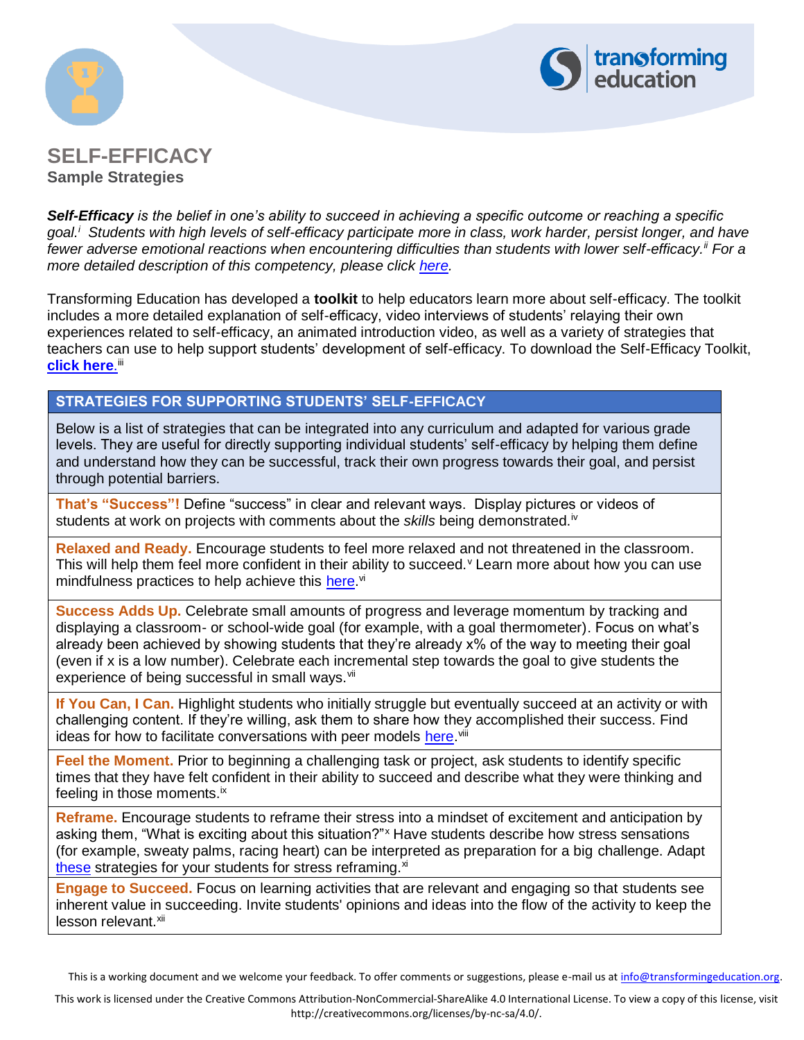# SELF-EFFICACY

## Sample Strategies

***Self-Efficacy*** *is the belief in one's ability to succeed in achieving a specific outcome or reaching a specific goal.*[i] *Students with high levels of self-efficacy participate more in class, work harder, persist longer, and have fewer adverse emotional reactions when encountering difficulties than students with lower self-efficacy.*[ii] *For a more detailed description of this competency, please click [here](#).*

Transforming Education has developed a **toolkit** to help educators learn more about self-efficacy. The toolkit includes a more detailed explanation of self-efficacy, video interviews of students' relaying their own experiences related to self-efficacy, an animated introduction video, as well as a variety of strategies that teachers can use to help support students' development of self-efficacy. To download the Self-Efficacy Toolkit, **[click here](#)**.[iii]

### STRATEGIES FOR SUPPORTING STUDENTS' SELF-EFFICACY

Below is a list of strategies that can be integrated into any curriculum and adapted for various grade levels. They are useful for directly supporting individual students' self-efficacy by helping them define and understand how they can be successful, track their own progress towards their goal, and persist through potential barriers.

**That's "Success"!** Define "success" in clear and relevant ways. Display pictures or videos of students at work on projects with comments about the *skills* being demonstrated.[iv]

**Relaxed and Ready.** Encourage students to feel more relaxed and not threatened in the classroom. This will help them feel more confident in their ability to succeed.[v] Learn more about how you can use mindfulness practices to help achieve this [here](#).[vi]

**Success Adds Up.** Celebrate small amounts of progress and leverage momentum by tracking and displaying a classroom- or school-wide goal (for example, with a goal thermometer). Focus on what's already been achieved by showing students that they're already x% of the way to meeting their goal (even if x is a low number). Celebrate each incremental step towards the goal to give students the experience of being successful in small ways.[vii]

**If You Can, I Can.** Highlight students who initially struggle but eventually succeed at an activity or with challenging content. If they're willing, ask them to share how they accomplished their success. Find ideas for how to facilitate conversations with peer models [here](#).[viii]

**Feel the Moment.** Prior to beginning a challenging task or project, ask students to identify specific times that they have felt confident in their ability to succeed and describe what they were thinking and feeling in those moments.[ix]

**Reframe.** Encourage students to reframe their stress into a mindset of excitement and anticipation by asking them, "What is exciting about this situation?"[x] Have students describe how stress sensations (for example, sweaty palms, racing heart) can be interpreted as preparation for a big challenge. Adapt [these](#) strategies for your students for stress reframing.[xi]

**Engage to Succeed.** Focus on learning activities that are relevant and engaging so that students see inherent value in succeeding. Invite students' opinions and ideas into the flow of the activity to keep the lesson relevant.[xii]

This is a working document and we welcome your feedback. To offer comments or suggestions, please e-mail us at info@transformingeducation.org.

This work is licensed under the Creative Commons Attribution-NonCommercial-ShareAlike 4.0 International License. To view a copy of this license, visit http://creativecommons.org/licenses/by-nc-sa/4.0/.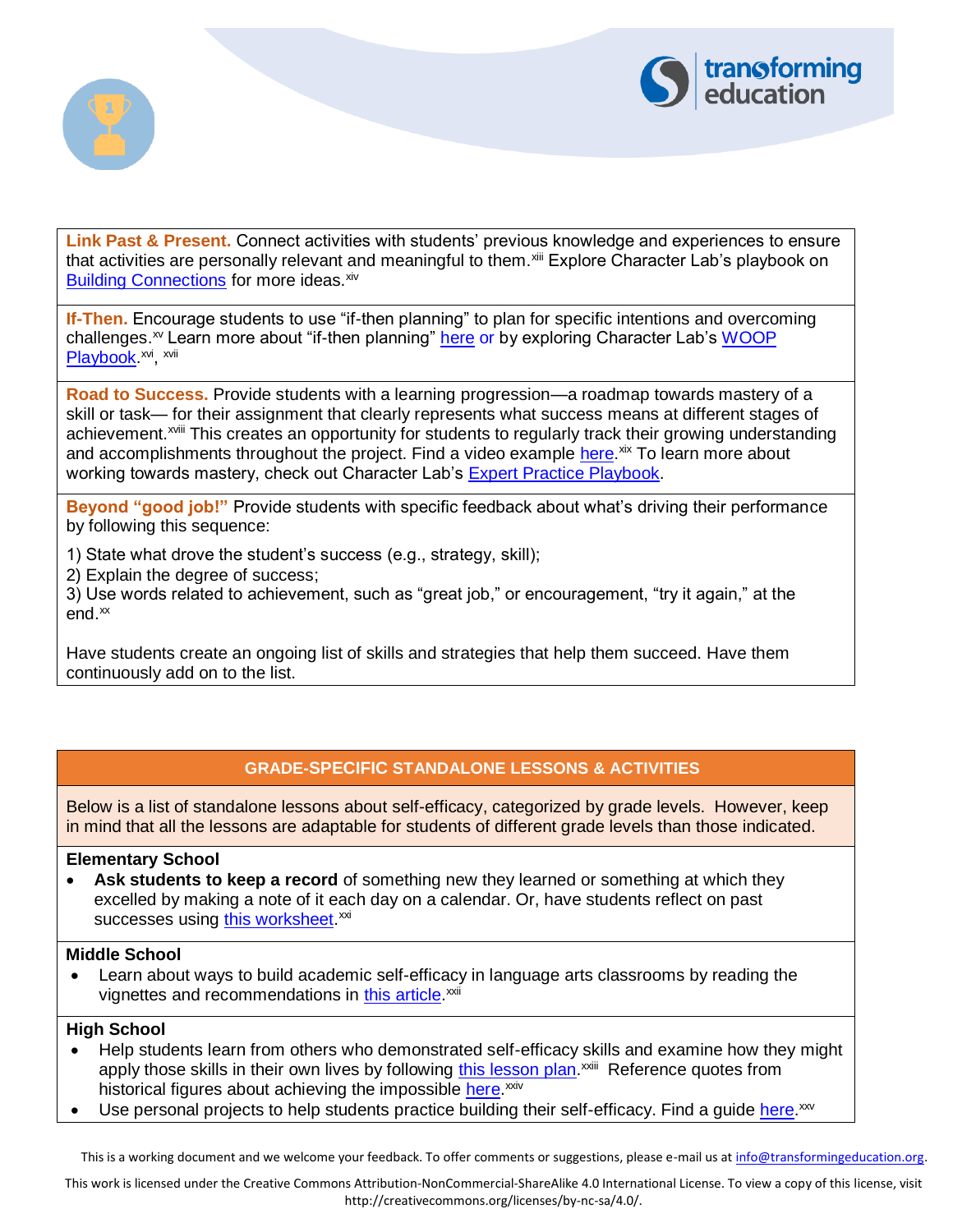**Link Past & Present.** Connect activities with students' previous knowledge and experiences to ensure that activities are personally relevant and meaningful to them.[xiii] Explore Character Lab's playbook on Building Connections for more ideas.[xiv]

**If-Then.** Encourage students to use "if-then planning" to plan for specific intentions and overcoming challenges.[xv] Learn more about "if-then planning" here or by exploring Character Lab's WOOP Playbook.[xvi], [xvii]

**Road to Success.** Provide students with a learning progression—a roadmap towards mastery of a skill or task— for their assignment that clearly represents what success means at different stages of achievement.[xviii] This creates an opportunity for students to regularly track their growing understanding and accomplishments throughout the project. Find a video example here.[xix] To learn more about working towards mastery, check out Character Lab's Expert Practice Playbook.

**Beyond "good job!"** Provide students with specific feedback about what's driving their performance by following this sequence:

1) State what drove the student's success (e.g., strategy, skill);
2) Explain the degree of success;
3) Use words related to achievement, such as "great job," or encouragement, "try it again," at the end.[xx]

Have students create an ongoing list of skills and strategies that help them succeed. Have them continuously add on to the list.

## GRADE-SPECIFIC STANDALONE LESSONS & ACTIVITIES

Below is a list of standalone lessons about self-efficacy, categorized by grade levels. However, keep in mind that all the lessons are adaptable for students of different grade levels than those indicated.

**Elementary School**

- **Ask students to keep a record** of something new they learned or something at which they excelled by making a note of it each day on a calendar. Or, have students reflect on past successes using this worksheet.[xxi]

**Middle School**

- Learn about ways to build academic self-efficacy in language arts classrooms by reading the vignettes and recommendations in this article.[xxii]

**High School**

- Help students learn from others who demonstrated self-efficacy skills and examine how they might apply those skills in their own lives by following this lesson plan.[xxiii] Reference quotes from historical figures about achieving the impossible here.[xxiv]
- Use personal projects to help students practice building their self-efficacy. Find a guide here.[xxv]

This is a working document and we welcome your feedback. To offer comments or suggestions, please e-mail us at info@transformingeducation.org.

This work is licensed under the Creative Commons Attribution-NonCommercial-ShareAlike 4.0 International License. To view a copy of this license, visit http://creativecommons.org/licenses/by-nc-sa/4.0/.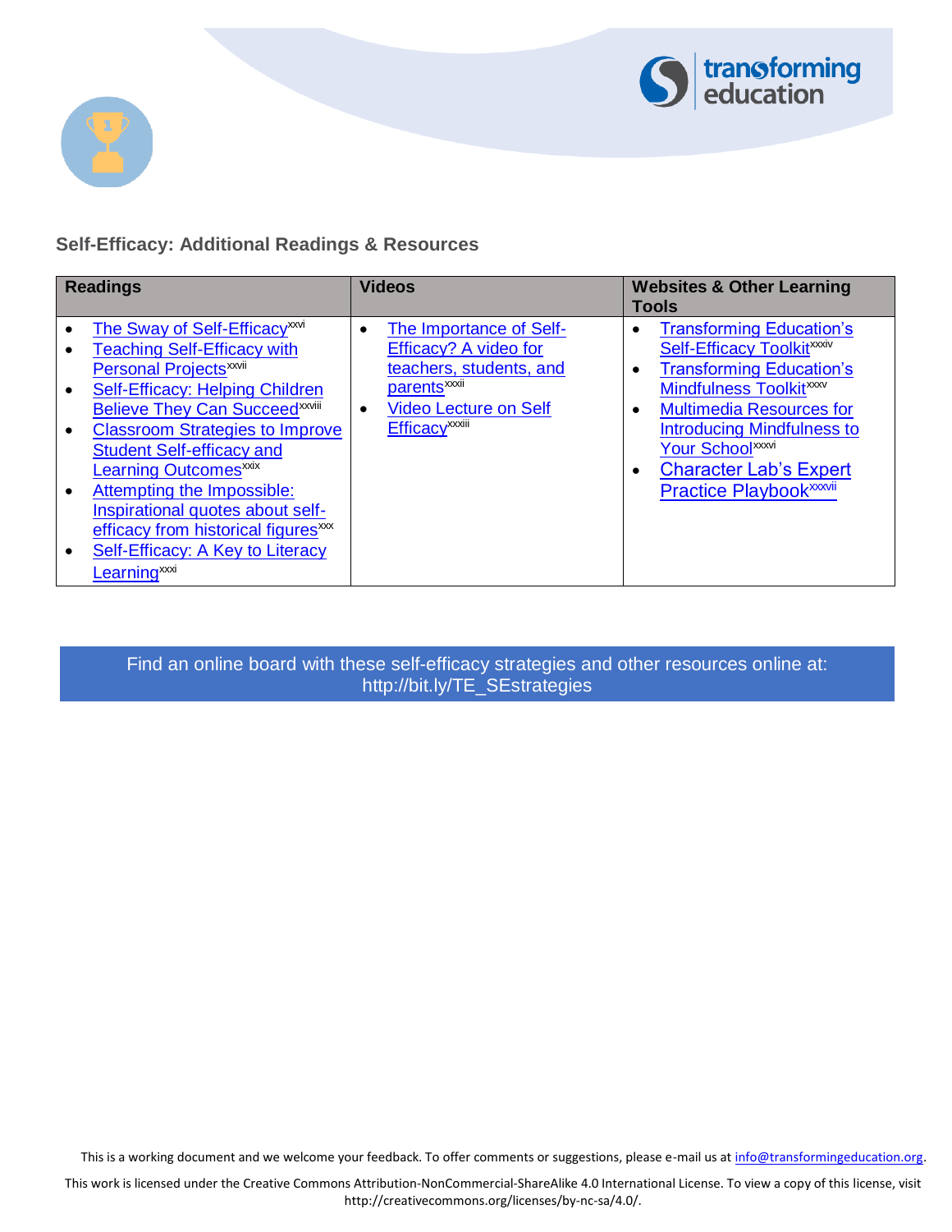## Self-Efficacy: Additional Readings & Resources

| Readings | Videos | Websites & Other Learning Tools |
|---|---|---|
| • The Sway of Self-Efficacy[xxvi]<br>• Teaching Self-Efficacy with Personal Projects[xxvii]<br>• Self-Efficacy: Helping Children Believe They Can Succeed[xxviii]<br>• Classroom Strategies to Improve Student Self-efficacy and Learning Outcomes[xxix]<br>• Attempting the Impossible: Inspirational quotes about self-efficacy from historical figures[xxx]<br>• Self-Efficacy: A Key to Literacy Learning[xxxi] | • The Importance of Self-Efficacy? A video for teachers, students, and parents[xxxii]<br>• Video Lecture on Self Efficacy[xxxiii] | • Transforming Education's Self-Efficacy Toolkit[xxxiv]<br>• Transforming Education's Mindfulness Toolkit[xxxv]<br>• Multimedia Resources for Introducing Mindfulness to Your School[xxxvi]<br>• Character Lab's Expert Practice Playbook[xxxvii] |

Find an online board with these self-efficacy strategies and other resources online at: http://bit.ly/TE_SEstrategies

This is a working document and we welcome your feedback. To offer comments or suggestions, please e-mail us at info@transformingeducation.org.

This work is licensed under the Creative Commons Attribution-NonCommercial-ShareAlike 4.0 International License. To view a copy of this license, visit http://creativecommons.org/licenses/by-nc-sa/4.0/.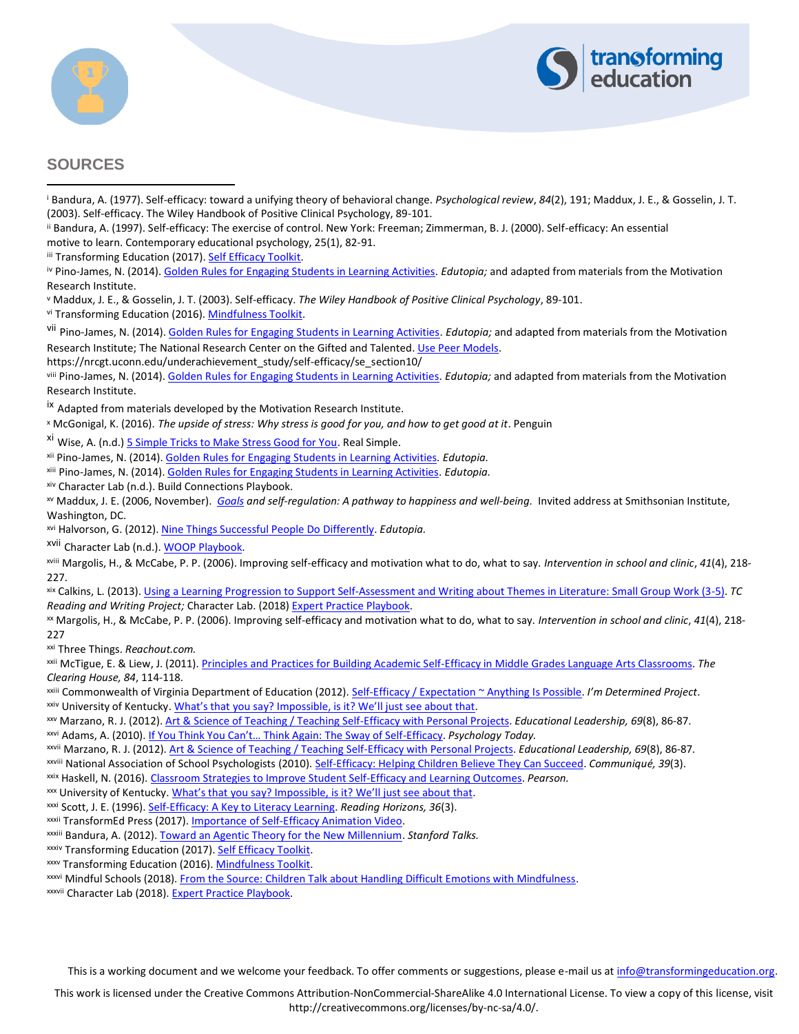## SOURCES

[i] Bandura, A. (1977). Self-efficacy: toward a unifying theory of behavioral change. *Psychological review*, *84*(2), 191; Maddux, J. E., & Gosselin, J. T. (2003). Self-efficacy. The Wiley Handbook of Positive Clinical Psychology, 89-101.

[ii] Bandura, A. (1997). Self-efficacy: The exercise of control. New York: Freeman; Zimmerman, B. J. (2000). Self-efficacy: An essential motive to learn. Contemporary educational psychology, 25(1), 82-91.

[iii] Transforming Education (2017). Self Efficacy Toolkit.

[iv] Pino-James, N. (2014). Golden Rules for Engaging Students in Learning Activities. *Edutopia;* and adapted from materials from the Motivation Research Institute.

[v] Maddux, J. E., & Gosselin, J. T. (2003). Self-efficacy. *The Wiley Handbook of Positive Clinical Psychology*, 89-101.

[vi] Transforming Education (2016). Mindfulness Toolkit.

[vii] Pino-James, N. (2014). Golden Rules for Engaging Students in Learning Activities. *Edutopia;* and adapted from materials from the Motivation Research Institute; The National Research Center on the Gifted and Talented. Use Peer Models. https://nrcgt.uconn.edu/underachievement_study/self-efficacy/se_section10/

[viii] Pino-James, N. (2014). Golden Rules for Engaging Students in Learning Activities. *Edutopia;* and adapted from materials from the Motivation Research Institute.

[ix] Adapted from materials developed by the Motivation Research Institute.

[x] McGonigal, K. (2016). *The upside of stress: Why stress is good for you, and how to get good at it*. Penguin

[xi] Wise, A. (n.d.) 5 Simple Tricks to Make Stress Good for You. Real Simple.

[xii] Pino-James, N. (2014). Golden Rules for Engaging Students in Learning Activities. *Edutopia.*

[xiii] Pino-James, N. (2014). Golden Rules for Engaging Students in Learning Activities. *Edutopia.*

[xiv] Character Lab (n.d.). Build Connections Playbook.

[xv] Maddux, J. E. (2006, November). *Goals and self-regulation: A pathway to happiness and well-being.* Invited address at Smithsonian Institute, Washington, DC.

[xvi] Halvorson, G. (2012). Nine Things Successful People Do Differently. *Edutopia.*

[xvii] Character Lab (n.d.). WOOP Playbook.

[xviii] Margolis, H., & McCabe, P. P. (2006). Improving self-efficacy and motivation what to do, what to say. *Intervention in school and clinic*, *41*(4), 218-227.

[xix] Calkins, L. (2013). Using a Learning Progression to Support Self-Assessment and Writing about Themes in Literature: Small Group Work (3-5). *TC Reading and Writing Project;* Character Lab. (2018) Expert Practice Playbook.

[xx] Margolis, H., & McCabe, P. P. (2006). Improving self-efficacy and motivation what to do, what to say. *Intervention in school and clinic*, *41*(4), 218-227

[xxi] Three Things. *Reachout.com.*

[xxii] McTigue, E. & Liew, J. (2011). Principles and Practices for Building Academic Self-Efficacy in Middle Grades Language Arts Classrooms. *The Clearing House, 84*, 114-118.

[xxiii] Commonwealth of Virginia Department of Education (2012). Self-Efficacy / Expectation ~ Anything Is Possible. *I'm Determined Project*.

[xxiv] University of Kentucky. What's that you say? Impossible, is it? We'll just see about that.

[xxv] Marzano, R. J. (2012). Art & Science of Teaching / Teaching Self-Efficacy with Personal Projects. *Educational Leadership, 69*(8), 86-87.

[xxvi] Adams, A. (2010). If You Think You Can't… Think Again: The Sway of Self-Efficacy. *Psychology Today.*

[xxvii] Marzano, R. J. (2012). Art & Science of Teaching / Teaching Self-Efficacy with Personal Projects. *Educational Leadership, 69*(8), 86-87.

[xxviii] National Association of School Psychologists (2010). Self-Efficacy: Helping Children Believe They Can Succeed. *Communiqué, 39*(3).

[xxix] Haskell, N. (2016). Classroom Strategies to Improve Student Self-Efficacy and Learning Outcomes. *Pearson.*

[xxx] University of Kentucky. What's that you say? Impossible, is it? We'll just see about that.

[xxxi] Scott, J. E. (1996). Self-Efficacy: A Key to Literacy Learning. *Reading Horizons, 36*(3).

[xxxii] TransformEd Press (2017). Importance of Self-Efficacy Animation Video.

[xxxiii] Bandura, A. (2012). Toward an Agentic Theory for the New Millennium. *Stanford Talks.*

[xxxiv] Transforming Education (2017). Self Efficacy Toolkit.

[xxxv] Transforming Education (2016). Mindfulness Toolkit.

[xxxvi] Mindful Schools (2018). From the Source: Children Talk about Handling Difficult Emotions with Mindfulness.

[xxxvii] Character Lab (2018). Expert Practice Playbook.

This is a working document and we welcome your feedback. To offer comments or suggestions, please e-mail us at info@transformingeducation.org.

This work is licensed under the Creative Commons Attribution-NonCommercial-ShareAlike 4.0 International License. To view a copy of this license, visit http://creativecommons.org/licenses/by-nc-sa/4.0/.